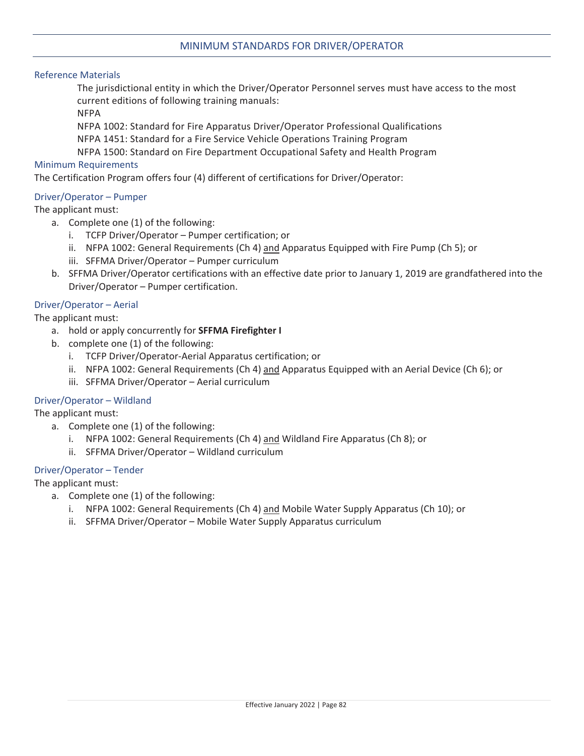# MINIMUM STANDARDS FOR DRIVER/OPERATOR

## Reference Materials

The jurisdictional entity in which the Driver/Operator Personnel serves must have access to the most current editions of following training manuals:

NFPA

NFPA 1002: Standard for Fire Apparatus Driver/Operator Professional Qualifications

NFPA 1451: Standard for a Fire Service Vehicle Operations Training Program

NFPA 1500: Standard on Fire Department Occupational Safety and Health Program

## Minimum Requirements

The Certification Program offers four (4) different of certifications for Driver/Operator:

### Driver/Operator – Pumper

The applicant must:

a. Complete one (1) of the following:
   i. TCFP Driver/Operator – Pumper certification; or
   ii. NFPA 1002: General Requirements (Ch 4) and Apparatus Equipped with Fire Pump (Ch 5); or
   iii. SFFMA Driver/Operator – Pumper curriculum
b. SFFMA Driver/Operator certifications with an effective date prior to January 1, 2019 are grandfathered into the Driver/Operator – Pumper certification.

### Driver/Operator – Aerial

The applicant must:

a. hold or apply concurrently for **SFFMA Firefighter I**
b. complete one (1) of the following:
   i. TCFP Driver/Operator-Aerial Apparatus certification; or
   ii. NFPA 1002: General Requirements (Ch 4) and Apparatus Equipped with an Aerial Device (Ch 6); or
   iii. SFFMA Driver/Operator – Aerial curriculum

### Driver/Operator – Wildland

The applicant must:

a. Complete one (1) of the following:
   i. NFPA 1002: General Requirements (Ch 4) and Wildland Fire Apparatus (Ch 8); or
   ii. SFFMA Driver/Operator – Wildland curriculum

### Driver/Operator – Tender

The applicant must:

a. Complete one (1) of the following:
   i. NFPA 1002: General Requirements (Ch 4) and Mobile Water Supply Apparatus (Ch 10); or
   ii. SFFMA Driver/Operator – Mobile Water Supply Apparatus curriculum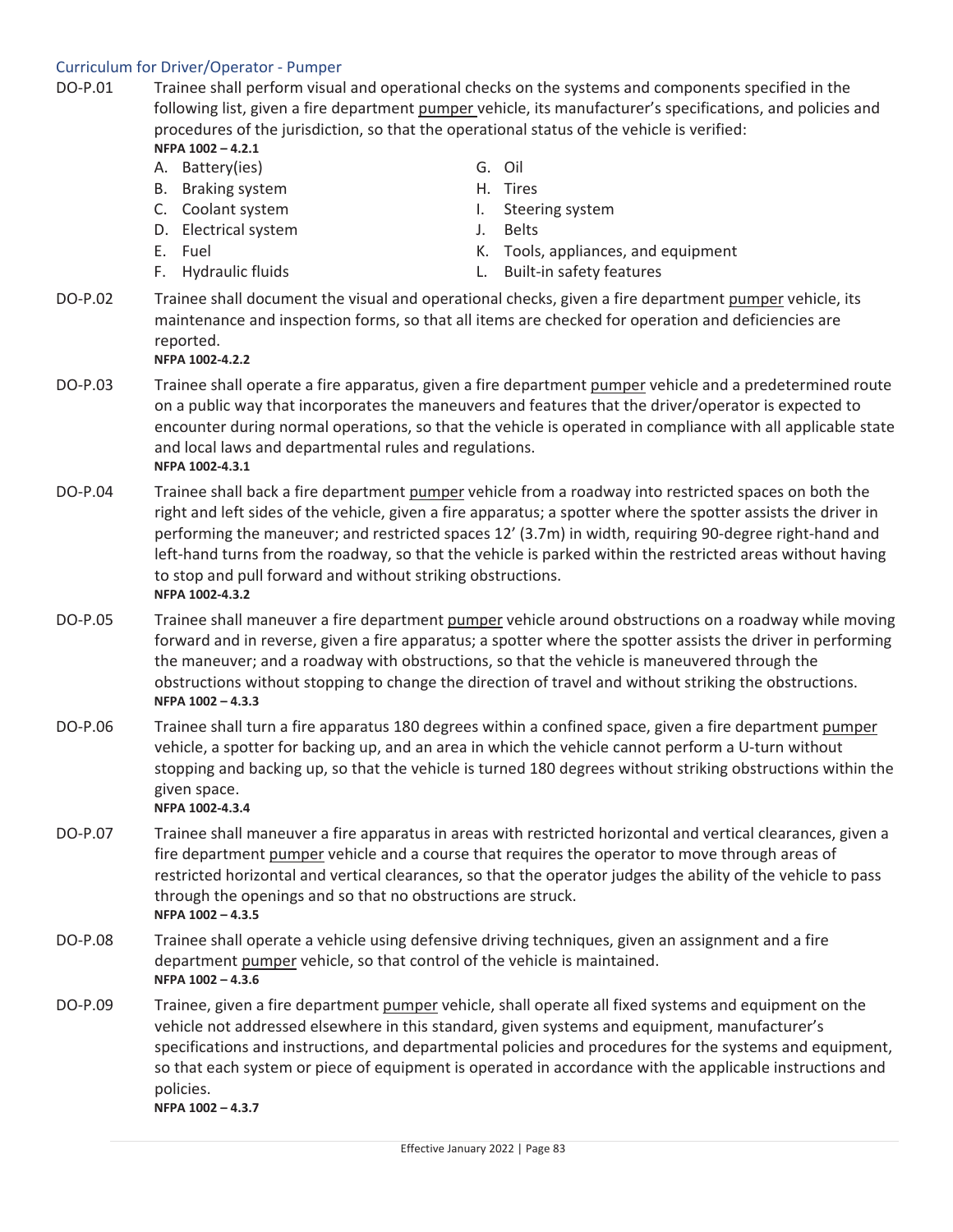### Curriculum for Driver/Operator - Pumper

**DO-P.01** Trainee shall perform visual and operational checks on the systems and components specified in the following list, given a fire department <u>pumper</u> vehicle, its manufacturer's specifications, and policies and procedures of the jurisdiction, so that the operational status of the vehicle is verified:
**NFPA 1002 – 4.2.1**

A. Battery(ies)
B. Braking system
C. Coolant system
D. Electrical system
E. Fuel
F. Hydraulic fluids
G. Oil
H. Tires
I. Steering system
J. Belts
K. Tools, appliances, and equipment
L. Built-in safety features

**DO-P.02** Trainee shall document the visual and operational checks, given a fire department <u>pumper</u> vehicle, its maintenance and inspection forms, so that all items are checked for operation and deficiencies are reported.
**NFPA 1002-4.2.2**

**DO-P.03** Trainee shall operate a fire apparatus, given a fire department <u>pumper</u> vehicle and a predetermined route on a public way that incorporates the maneuvers and features that the driver/operator is expected to encounter during normal operations, so that the vehicle is operated in compliance with all applicable state and local laws and departmental rules and regulations.
**NFPA 1002-4.3.1**

**DO-P.04** Trainee shall back a fire department <u>pumper</u> vehicle from a roadway into restricted spaces on both the right and left sides of the vehicle, given a fire apparatus; a spotter where the spotter assists the driver in performing the maneuver; and restricted spaces 12' (3.7m) in width, requiring 90-degree right-hand and left-hand turns from the roadway, so that the vehicle is parked within the restricted areas without having to stop and pull forward and without striking obstructions.
**NFPA 1002-4.3.2**

**DO-P.05** Trainee shall maneuver a fire department <u>pumper</u> vehicle around obstructions on a roadway while moving forward and in reverse, given a fire apparatus; a spotter where the spotter assists the driver in performing the maneuver; and a roadway with obstructions, so that the vehicle is maneuvered through the obstructions without stopping to change the direction of travel and without striking the obstructions.
**NFPA 1002 – 4.3.3**

**DO-P.06** Trainee shall turn a fire apparatus 180 degrees within a confined space, given a fire department <u>pumper</u> vehicle, a spotter for backing up, and an area in which the vehicle cannot perform a U-turn without stopping and backing up, so that the vehicle is turned 180 degrees without striking obstructions within the given space.
**NFPA 1002-4.3.4**

**DO-P.07** Trainee shall maneuver a fire apparatus in areas with restricted horizontal and vertical clearances, given a fire department <u>pumper</u> vehicle and a course that requires the operator to move through areas of restricted horizontal and vertical clearances, so that the operator judges the ability of the vehicle to pass through the openings and so that no obstructions are struck.
**NFPA 1002 – 4.3.5**

**DO-P.08** Trainee shall operate a vehicle using defensive driving techniques, given an assignment and a fire department <u>pumper</u> vehicle, so that control of the vehicle is maintained.
**NFPA 1002 – 4.3.6**

**DO-P.09** Trainee, given a fire department <u>pumper</u> vehicle, shall operate all fixed systems and equipment on the vehicle not addressed elsewhere in this standard, given systems and equipment, manufacturer's specifications and instructions, and departmental policies and procedures for the systems and equipment, so that each system or piece of equipment is operated in accordance with the applicable instructions and policies.
**NFPA 1002 – 4.3.7**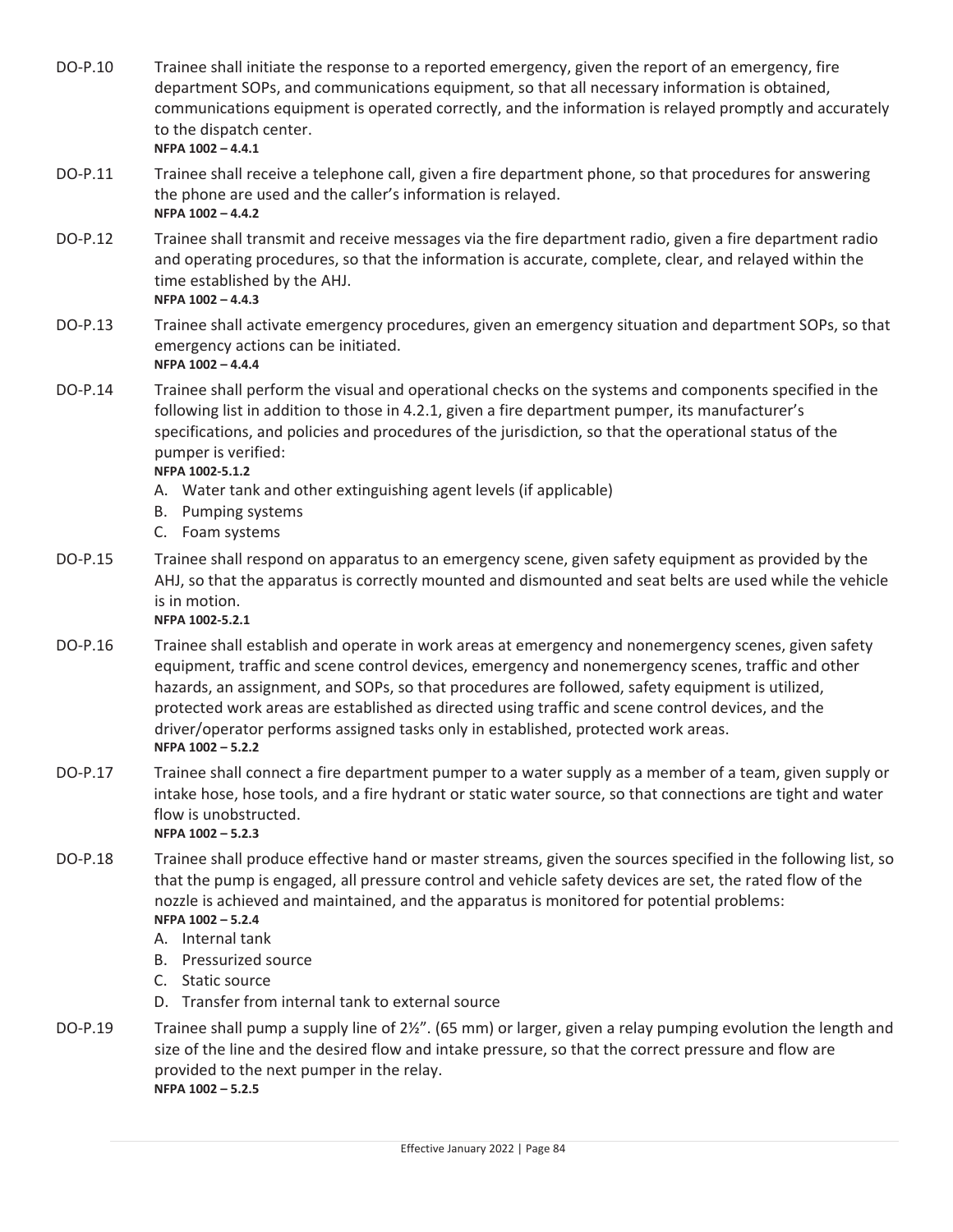DO-P.10 Trainee shall initiate the response to a reported emergency, given the report of an emergency, fire department SOPs, and communications equipment, so that all necessary information is obtained, communications equipment is operated correctly, and the information is relayed promptly and accurately to the dispatch center.
**NFPA 1002 – 4.4.1**

DO-P.11 Trainee shall receive a telephone call, given a fire department phone, so that procedures for answering the phone are used and the caller's information is relayed.
**NFPA 1002 – 4.4.2**

DO-P.12 Trainee shall transmit and receive messages via the fire department radio, given a fire department radio and operating procedures, so that the information is accurate, complete, clear, and relayed within the time established by the AHJ.
**NFPA 1002 – 4.4.3**

DO-P.13 Trainee shall activate emergency procedures, given an emergency situation and department SOPs, so that emergency actions can be initiated.
**NFPA 1002 – 4.4.4**

DO-P.14 Trainee shall perform the visual and operational checks on the systems and components specified in the following list in addition to those in 4.2.1, given a fire department pumper, its manufacturer's specifications, and policies and procedures of the jurisdiction, so that the operational status of the pumper is verified:
**NFPA 1002-5.1.2**

A. Water tank and other extinguishing agent levels (if applicable)
B. Pumping systems
C. Foam systems

DO-P.15 Trainee shall respond on apparatus to an emergency scene, given safety equipment as provided by the AHJ, so that the apparatus is correctly mounted and dismounted and seat belts are used while the vehicle is in motion.
**NFPA 1002-5.2.1**

DO-P.16 Trainee shall establish and operate in work areas at emergency and nonemergency scenes, given safety equipment, traffic and scene control devices, emergency and nonemergency scenes, traffic and other hazards, an assignment, and SOPs, so that procedures are followed, safety equipment is utilized, protected work areas are established as directed using traffic and scene control devices, and the driver/operator performs assigned tasks only in established, protected work areas.
**NFPA 1002 – 5.2.2**

DO-P.17 Trainee shall connect a fire department pumper to a water supply as a member of a team, given supply or intake hose, hose tools, and a fire hydrant or static water source, so that connections are tight and water flow is unobstructed.
**NFPA 1002 – 5.2.3**

DO-P.18 Trainee shall produce effective hand or master streams, given the sources specified in the following list, so that the pump is engaged, all pressure control and vehicle safety devices are set, the rated flow of the nozzle is achieved and maintained, and the apparatus is monitored for potential problems:
**NFPA 1002 – 5.2.4**

A. Internal tank
B. Pressurized source
C. Static source
D. Transfer from internal tank to external source

DO-P.19 Trainee shall pump a supply line of 2½". (65 mm) or larger, given a relay pumping evolution the length and size of the line and the desired flow and intake pressure, so that the correct pressure and flow are provided to the next pumper in the relay.
**NFPA 1002 – 5.2.5**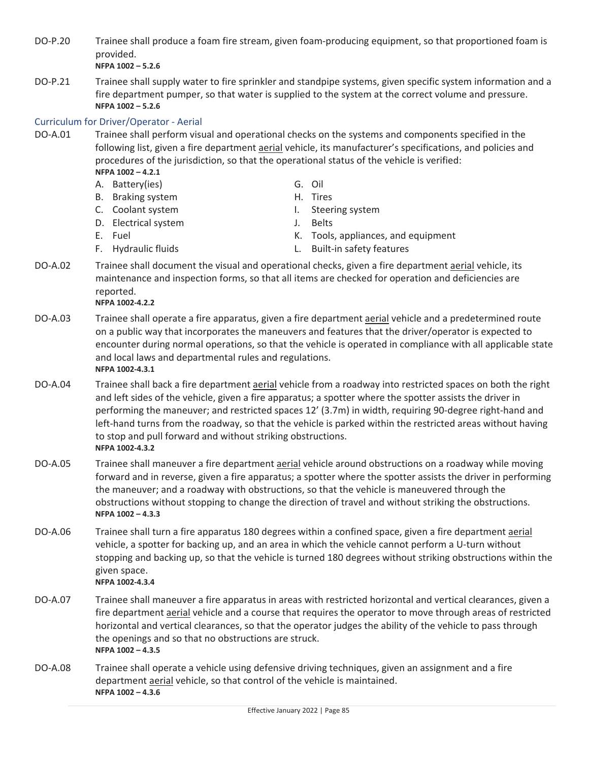DO-P.20 Trainee shall produce a foam fire stream, given foam-producing equipment, so that proportioned foam is provided.
**NFPA 1002 – 5.2.6**

DO-P.21 Trainee shall supply water to fire sprinkler and standpipe systems, given specific system information and a fire department pumper, so that water is supplied to the system at the correct volume and pressure.
**NFPA 1002 – 5.2.6**

### Curriculum for Driver/Operator - Aerial

DO-A.01 Trainee shall perform visual and operational checks on the systems and components specified in the following list, given a fire department aerial vehicle, its manufacturer's specifications, and policies and procedures of the jurisdiction, so that the operational status of the vehicle is verified:
**NFPA 1002 – 4.2.1**

A. Battery(ies)
B. Braking system
C. Coolant system
D. Electrical system
E. Fuel
F. Hydraulic fluids
G. Oil
H. Tires
I. Steering system
J. Belts
K. Tools, appliances, and equipment
L. Built-in safety features

DO-A.02 Trainee shall document the visual and operational checks, given a fire department aerial vehicle, its maintenance and inspection forms, so that all items are checked for operation and deficiencies are reported.
**NFPA 1002-4.2.2**

DO-A.03 Trainee shall operate a fire apparatus, given a fire department aerial vehicle and a predetermined route on a public way that incorporates the maneuvers and features that the driver/operator is expected to encounter during normal operations, so that the vehicle is operated in compliance with all applicable state and local laws and departmental rules and regulations.
**NFPA 1002-4.3.1**

DO-A.04 Trainee shall back a fire department aerial vehicle from a roadway into restricted spaces on both the right and left sides of the vehicle, given a fire apparatus; a spotter where the spotter assists the driver in performing the maneuver; and restricted spaces 12' (3.7m) in width, requiring 90-degree right-hand and left-hand turns from the roadway, so that the vehicle is parked within the restricted areas without having to stop and pull forward and without striking obstructions.
**NFPA 1002-4.3.2**

DO-A.05 Trainee shall maneuver a fire department aerial vehicle around obstructions on a roadway while moving forward and in reverse, given a fire apparatus; a spotter where the spotter assists the driver in performing the maneuver; and a roadway with obstructions, so that the vehicle is maneuvered through the obstructions without stopping to change the direction of travel and without striking the obstructions.
**NFPA 1002 – 4.3.3**

DO-A.06 Trainee shall turn a fire apparatus 180 degrees within a confined space, given a fire department aerial vehicle, a spotter for backing up, and an area in which the vehicle cannot perform a U-turn without stopping and backing up, so that the vehicle is turned 180 degrees without striking obstructions within the given space.
**NFPA 1002-4.3.4**

DO-A.07 Trainee shall maneuver a fire apparatus in areas with restricted horizontal and vertical clearances, given a fire department aerial vehicle and a course that requires the operator to move through areas of restricted horizontal and vertical clearances, so that the operator judges the ability of the vehicle to pass through the openings and so that no obstructions are struck.
**NFPA 1002 – 4.3.5**

DO-A.08 Trainee shall operate a vehicle using defensive driving techniques, given an assignment and a fire department aerial vehicle, so that control of the vehicle is maintained.
**NFPA 1002 – 4.3.6**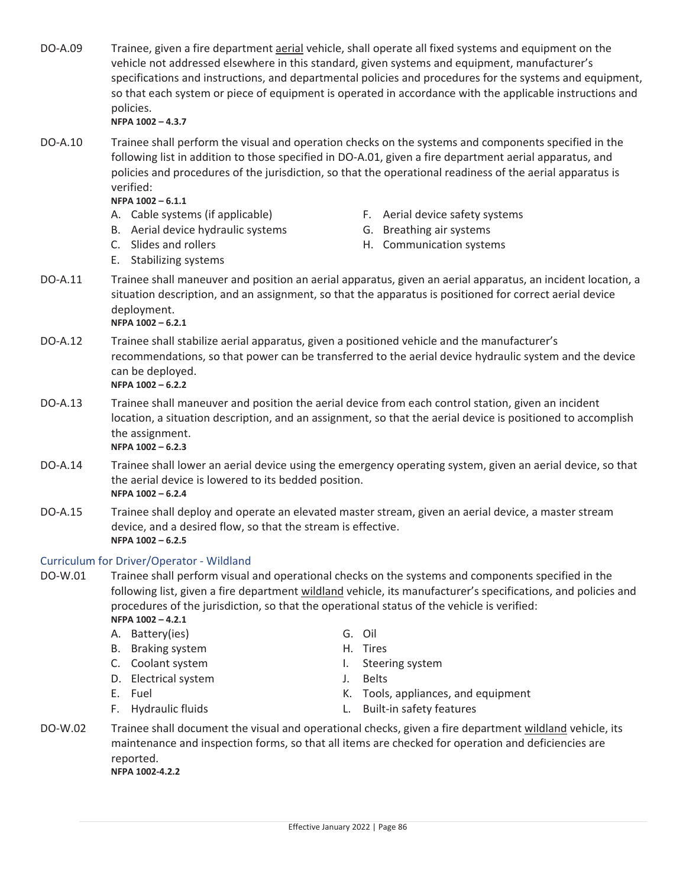DO-A.09 Trainee, given a fire department <u>aerial</u> vehicle, shall operate all fixed systems and equipment on the vehicle not addressed elsewhere in this standard, given systems and equipment, manufacturer's specifications and instructions, and departmental policies and procedures for the systems and equipment, so that each system or piece of equipment is operated in accordance with the applicable instructions and policies.
**NFPA 1002 – 4.3.7**

DO-A.10 Trainee shall perform the visual and operation checks on the systems and components specified in the following list in addition to those specified in DO-A.01, given a fire department aerial apparatus, and policies and procedures of the jurisdiction, so that the operational readiness of the aerial apparatus is verified:
**NFPA 1002 – 6.1.1**

A. Cable systems (if applicable)
B. Aerial device hydraulic systems
C. Slides and rollers
E. Stabilizing systems
F. Aerial device safety systems
G. Breathing air systems
H. Communication systems

DO-A.11 Trainee shall maneuver and position an aerial apparatus, given an aerial apparatus, an incident location, a situation description, and an assignment, so that the apparatus is positioned for correct aerial device deployment.
**NFPA 1002 – 6.2.1**

DO-A.12 Trainee shall stabilize aerial apparatus, given a positioned vehicle and the manufacturer's recommendations, so that power can be transferred to the aerial device hydraulic system and the device can be deployed.
**NFPA 1002 – 6.2.2**

DO-A.13 Trainee shall maneuver and position the aerial device from each control station, given an incident location, a situation description, and an assignment, so that the aerial device is positioned to accomplish the assignment.
**NFPA 1002 – 6.2.3**

DO-A.14 Trainee shall lower an aerial device using the emergency operating system, given an aerial device, so that the aerial device is lowered to its bedded position.
**NFPA 1002 – 6.2.4**

DO-A.15 Trainee shall deploy and operate an elevated master stream, given an aerial device, a master stream device, and a desired flow, so that the stream is effective.
**NFPA 1002 – 6.2.5**

### Curriculum for Driver/Operator - Wildland

DO-W.01 Trainee shall perform visual and operational checks on the systems and components specified in the following list, given a fire department <u>wildland</u> vehicle, its manufacturer's specifications, and policies and procedures of the jurisdiction, so that the operational status of the vehicle is verified:
**NFPA 1002 – 4.2.1**

A. Battery(ies)
B. Braking system
C. Coolant system
D. Electrical system
E. Fuel
F. Hydraulic fluids
G. Oil
H. Tires
I. Steering system
J. Belts
K. Tools, appliances, and equipment
L. Built-in safety features

DO-W.02 Trainee shall document the visual and operational checks, given a fire department <u>wildland</u> vehicle, its maintenance and inspection forms, so that all items are checked for operation and deficiencies are reported.
**NFPA 1002-4.2.2**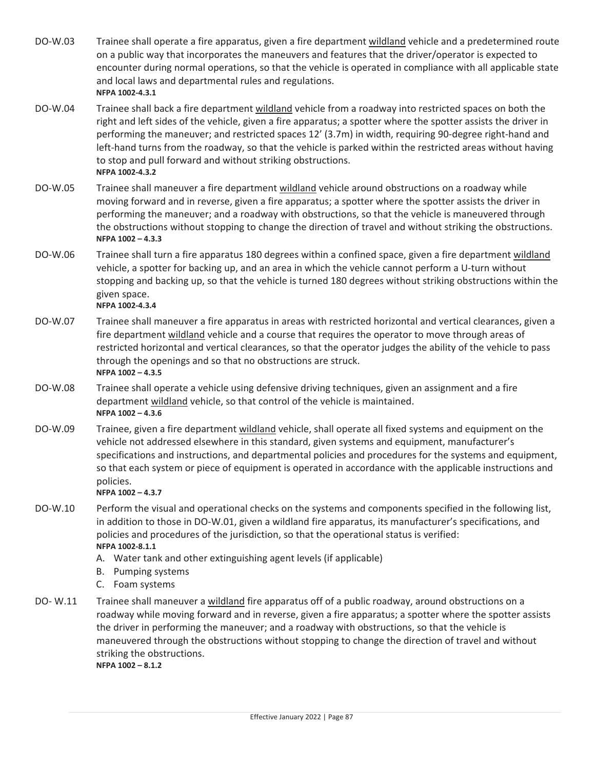DO-W.03 Trainee shall operate a fire apparatus, given a fire department <u>wildland</u> vehicle and a predetermined route on a public way that incorporates the maneuvers and features that the driver/operator is expected to encounter during normal operations, so that the vehicle is operated in compliance with all applicable state and local laws and departmental rules and regulations.
**NFPA 1002-4.3.1**

DO-W.04 Trainee shall back a fire department <u>wildland</u> vehicle from a roadway into restricted spaces on both the right and left sides of the vehicle, given a fire apparatus; a spotter where the spotter assists the driver in performing the maneuver; and restricted spaces 12' (3.7m) in width, requiring 90-degree right-hand and left-hand turns from the roadway, so that the vehicle is parked within the restricted areas without having to stop and pull forward and without striking obstructions.
**NFPA 1002-4.3.2**

DO-W.05 Trainee shall maneuver a fire department <u>wildland</u> vehicle around obstructions on a roadway while moving forward and in reverse, given a fire apparatus; a spotter where the spotter assists the driver in performing the maneuver; and a roadway with obstructions, so that the vehicle is maneuvered through the obstructions without stopping to change the direction of travel and without striking the obstructions.
**NFPA 1002 – 4.3.3**

DO-W.06 Trainee shall turn a fire apparatus 180 degrees within a confined space, given a fire department <u>wildland</u> vehicle, a spotter for backing up, and an area in which the vehicle cannot perform a U-turn without stopping and backing up, so that the vehicle is turned 180 degrees without striking obstructions within the given space.
**NFPA 1002-4.3.4**

DO-W.07 Trainee shall maneuver a fire apparatus in areas with restricted horizontal and vertical clearances, given a fire department <u>wildland</u> vehicle and a course that requires the operator to move through areas of restricted horizontal and vertical clearances, so that the operator judges the ability of the vehicle to pass through the openings and so that no obstructions are struck.
**NFPA 1002 – 4.3.5**

DO-W.08 Trainee shall operate a vehicle using defensive driving techniques, given an assignment and a fire department <u>wildland</u> vehicle, so that control of the vehicle is maintained.
**NFPA 1002 – 4.3.6**

DO-W.09 Trainee, given a fire department <u>wildland</u> vehicle, shall operate all fixed systems and equipment on the vehicle not addressed elsewhere in this standard, given systems and equipment, manufacturer's specifications and instructions, and departmental policies and procedures for the systems and equipment, so that each system or piece of equipment is operated in accordance with the applicable instructions and policies.
**NFPA 1002 – 4.3.7**

DO-W.10 Perform the visual and operational checks on the systems and components specified in the following list, in addition to those in DO-W.01, given a wildland fire apparatus, its manufacturer's specifications, and policies and procedures of the jurisdiction, so that the operational status is verified:
**NFPA 1002-8.1.1**

A. Water tank and other extinguishing agent levels (if applicable)
B. Pumping systems
C. Foam systems

DO- W.11 Trainee shall maneuver a <u>wildland</u> fire apparatus off of a public roadway, around obstructions on a roadway while moving forward and in reverse, given a fire apparatus; a spotter where the spotter assists the driver in performing the maneuver; and a roadway with obstructions, so that the vehicle is maneuvered through the obstructions without stopping to change the direction of travel and without striking the obstructions.
**NFPA 1002 – 8.1.2**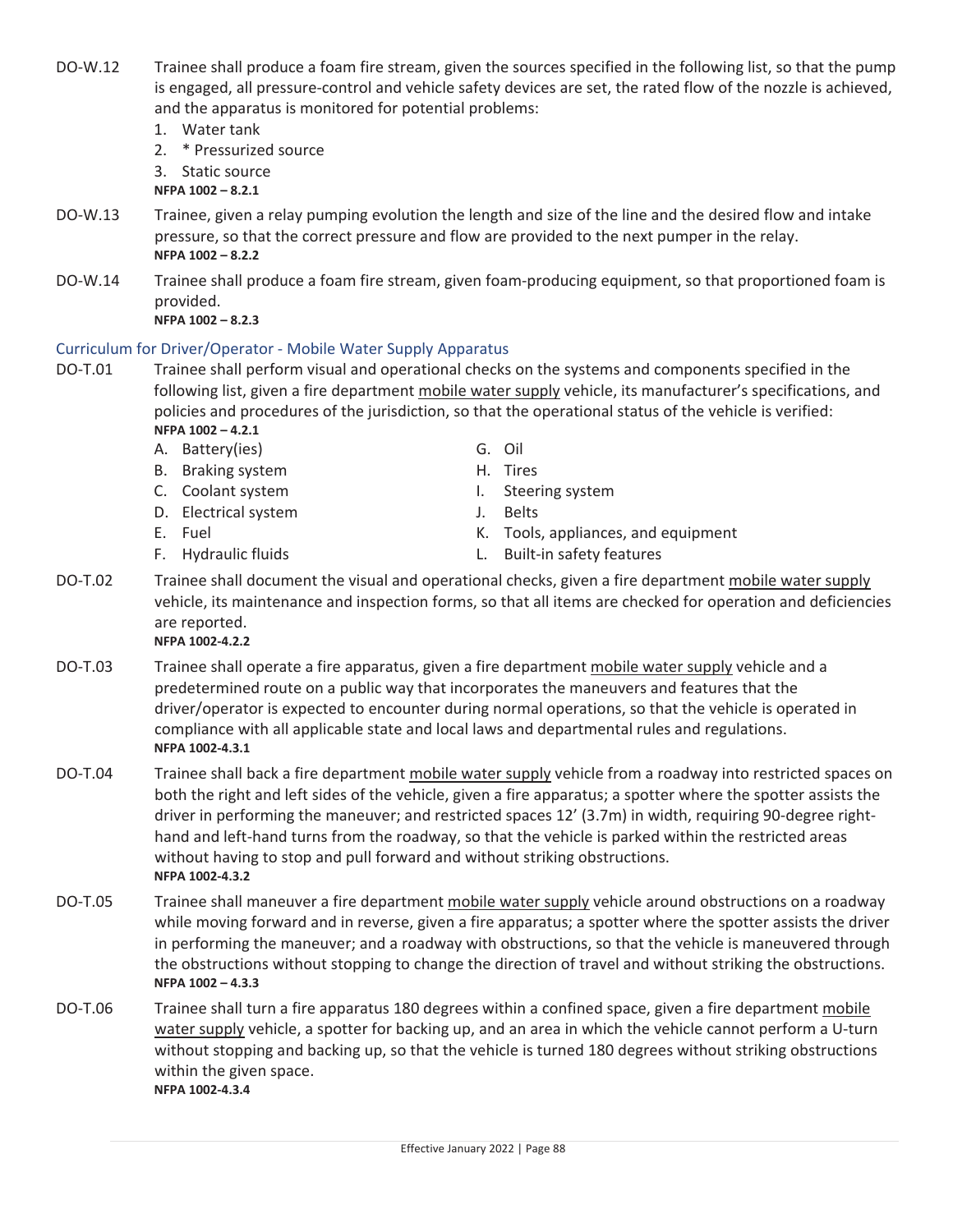DO-W.12 Trainee shall produce a foam fire stream, given the sources specified in the following list, so that the pump is engaged, all pressure-control and vehicle safety devices are set, the rated flow of the nozzle is achieved, and the apparatus is monitored for potential problems:

1. Water tank
2. * Pressurized source
3. Static source

**NFPA 1002 – 8.2.1**

DO-W.13 Trainee, given a relay pumping evolution the length and size of the line and the desired flow and intake pressure, so that the correct pressure and flow are provided to the next pumper in the relay.
**NFPA 1002 – 8.2.2**

DO-W.14 Trainee shall produce a foam fire stream, given foam-producing equipment, so that proportioned foam is provided.
**NFPA 1002 – 8.2.3**

### Curriculum for Driver/Operator - Mobile Water Supply Apparatus

DO-T.01 Trainee shall perform visual and operational checks on the systems and components specified in the following list, given a fire department mobile water supply vehicle, its manufacturer's specifications, and policies and procedures of the jurisdiction, so that the operational status of the vehicle is verified:
**NFPA 1002 – 4.2.1**

A. Battery(ies)
B. Braking system
C. Coolant system
D. Electrical system
E. Fuel
F. Hydraulic fluids
G. Oil
H. Tires
I. Steering system
J. Belts
K. Tools, appliances, and equipment
L. Built-in safety features

DO-T.02 Trainee shall document the visual and operational checks, given a fire department mobile water supply vehicle, its maintenance and inspection forms, so that all items are checked for operation and deficiencies are reported.
**NFPA 1002-4.2.2**

DO-T.03 Trainee shall operate a fire apparatus, given a fire department mobile water supply vehicle and a predetermined route on a public way that incorporates the maneuvers and features that the driver/operator is expected to encounter during normal operations, so that the vehicle is operated in compliance with all applicable state and local laws and departmental rules and regulations.
**NFPA 1002-4.3.1**

DO-T.04 Trainee shall back a fire department mobile water supply vehicle from a roadway into restricted spaces on both the right and left sides of the vehicle, given a fire apparatus; a spotter where the spotter assists the driver in performing the maneuver; and restricted spaces 12' (3.7m) in width, requiring 90-degree right-hand and left-hand turns from the roadway, so that the vehicle is parked within the restricted areas without having to stop and pull forward and without striking obstructions.
**NFPA 1002-4.3.2**

DO-T.05 Trainee shall maneuver a fire department mobile water supply vehicle around obstructions on a roadway while moving forward and in reverse, given a fire apparatus; a spotter where the spotter assists the driver in performing the maneuver; and a roadway with obstructions, so that the vehicle is maneuvered through the obstructions without stopping to change the direction of travel and without striking the obstructions.
**NFPA 1002 – 4.3.3**

DO-T.06 Trainee shall turn a fire apparatus 180 degrees within a confined space, given a fire department mobile water supply vehicle, a spotter for backing up, and an area in which the vehicle cannot perform a U-turn without stopping and backing up, so that the vehicle is turned 180 degrees without striking obstructions within the given space.
**NFPA 1002-4.3.4**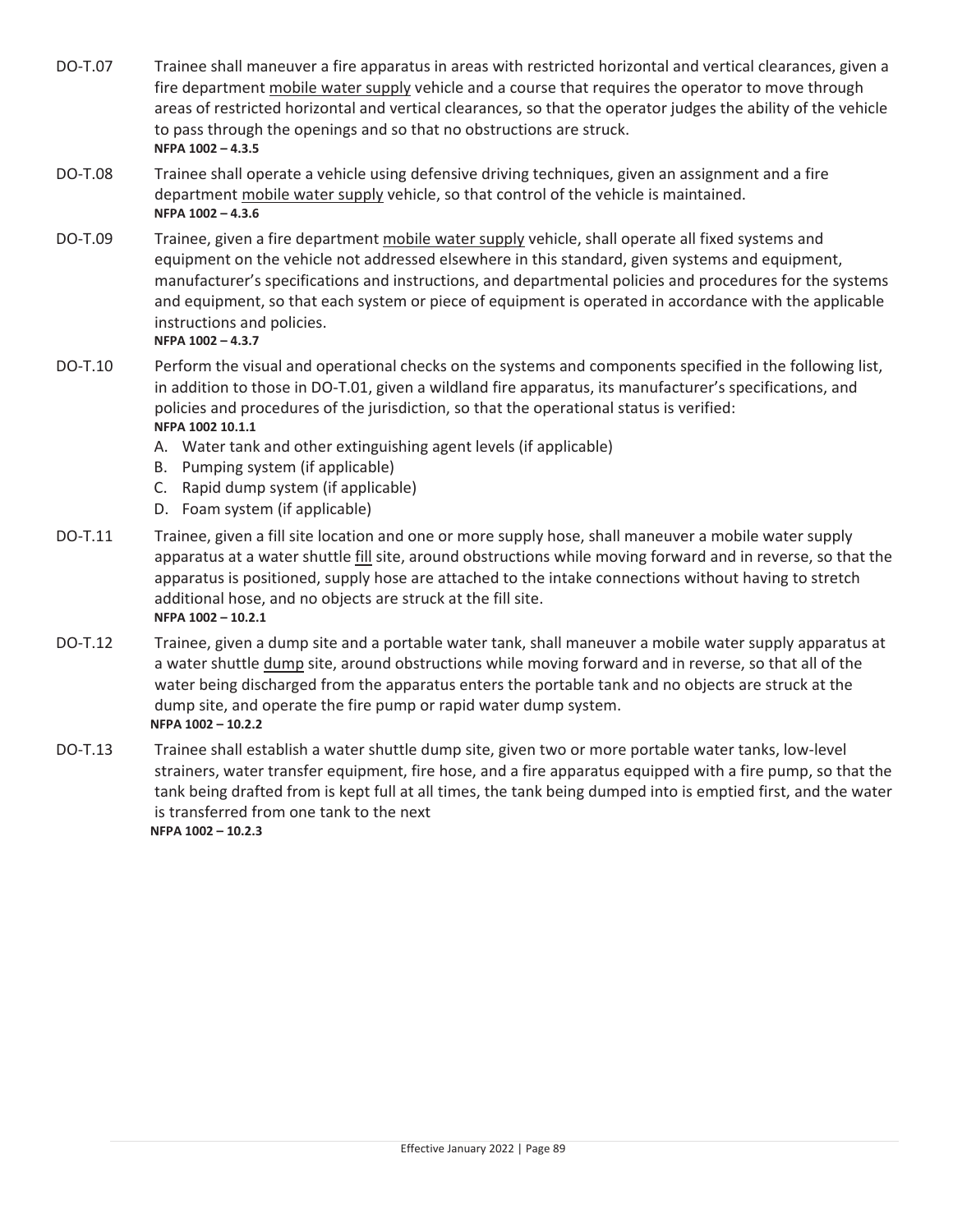DO-T.07 Trainee shall maneuver a fire apparatus in areas with restricted horizontal and vertical clearances, given a fire department <u>mobile water supply</u> vehicle and a course that requires the operator to move through areas of restricted horizontal and vertical clearances, so that the operator judges the ability of the vehicle to pass through the openings and so that no obstructions are struck.
**NFPA 1002 – 4.3.5**

DO-T.08 Trainee shall operate a vehicle using defensive driving techniques, given an assignment and a fire department <u>mobile water supply</u> vehicle, so that control of the vehicle is maintained.
**NFPA 1002 – 4.3.6**

DO-T.09 Trainee, given a fire department <u>mobile water supply</u> vehicle, shall operate all fixed systems and equipment on the vehicle not addressed elsewhere in this standard, given systems and equipment, manufacturer's specifications and instructions, and departmental policies and procedures for the systems and equipment, so that each system or piece of equipment is operated in accordance with the applicable instructions and policies.
**NFPA 1002 – 4.3.7**

DO-T.10 Perform the visual and operational checks on the systems and components specified in the following list, in addition to those in DO-T.01, given a wildland fire apparatus, its manufacturer's specifications, and policies and procedures of the jurisdiction, so that the operational status is verified:
**NFPA 1002 10.1.1**

A. Water tank and other extinguishing agent levels (if applicable)
B. Pumping system (if applicable)
C. Rapid dump system (if applicable)
D. Foam system (if applicable)

DO-T.11 Trainee, given a fill site location and one or more supply hose, shall maneuver a mobile water supply apparatus at a water shuttle <u>fill</u> site, around obstructions while moving forward and in reverse, so that the apparatus is positioned, supply hose are attached to the intake connections without having to stretch additional hose, and no objects are struck at the fill site.
**NFPA 1002 – 10.2.1**

DO-T.12 Trainee, given a dump site and a portable water tank, shall maneuver a mobile water supply apparatus at a water shuttle <u>dump</u> site, around obstructions while moving forward and in reverse, so that all of the water being discharged from the apparatus enters the portable tank and no objects are struck at the dump site, and operate the fire pump or rapid water dump system.
**NFPA 1002 – 10.2.2**

DO-T.13 Trainee shall establish a water shuttle dump site, given two or more portable water tanks, low-level strainers, water transfer equipment, fire hose, and a fire apparatus equipped with a fire pump, so that the tank being drafted from is kept full at all times, the tank being dumped into is emptied first, and the water is transferred from one tank to the next
**NFPA 1002 – 10.2.3**